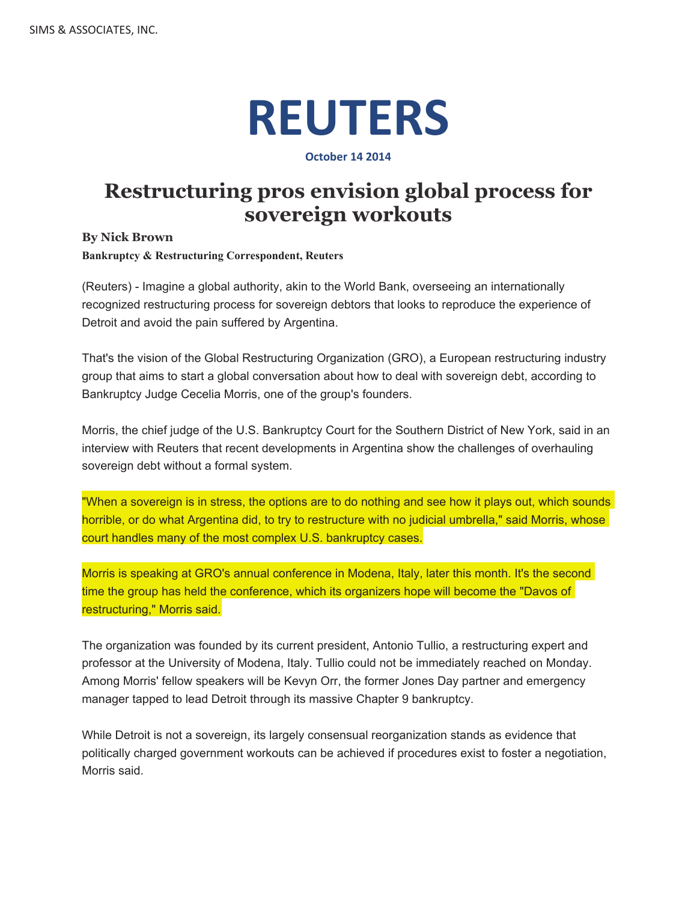SIMS & ASSOCIATES, INC.

# REUTERS

**October 14 2014**

## Restructuring pros envision global process for sovereign workouts

**By Nick Brown**
**Bankruptcy & Restructuring Correspondent, Reuters**

(Reuters) - Imagine a global authority, akin to the World Bank, overseeing an internationally recognized restructuring process for sovereign debtors that looks to reproduce the experience of Detroit and avoid the pain suffered by Argentina.

That's the vision of the Global Restructuring Organization (GRO), a European restructuring industry group that aims to start a global conversation about how to deal with sovereign debt, according to Bankruptcy Judge Cecelia Morris, one of the group's founders.

Morris, the chief judge of the U.S. Bankruptcy Court for the Southern District of New York, said in an interview with Reuters that recent developments in Argentina show the challenges of overhauling sovereign debt without a formal system.

"When a sovereign is in stress, the options are to do nothing and see how it plays out, which sounds horrible, or do what Argentina did, to try to restructure with no judicial umbrella," said Morris, whose court handles many of the most complex U.S. bankruptcy cases.

Morris is speaking at GRO's annual conference in Modena, Italy, later this month. It's the second time the group has held the conference, which its organizers hope will become the "Davos of restructuring," Morris said.

The organization was founded by its current president, Antonio Tullio, a restructuring expert and professor at the University of Modena, Italy. Tullio could not be immediately reached on Monday. Among Morris' fellow speakers will be Kevyn Orr, the former Jones Day partner and emergency manager tapped to lead Detroit through its massive Chapter 9 bankruptcy.

While Detroit is not a sovereign, its largely consensual reorganization stands as evidence that politically charged government workouts can be achieved if procedures exist to foster a negotiation, Morris said.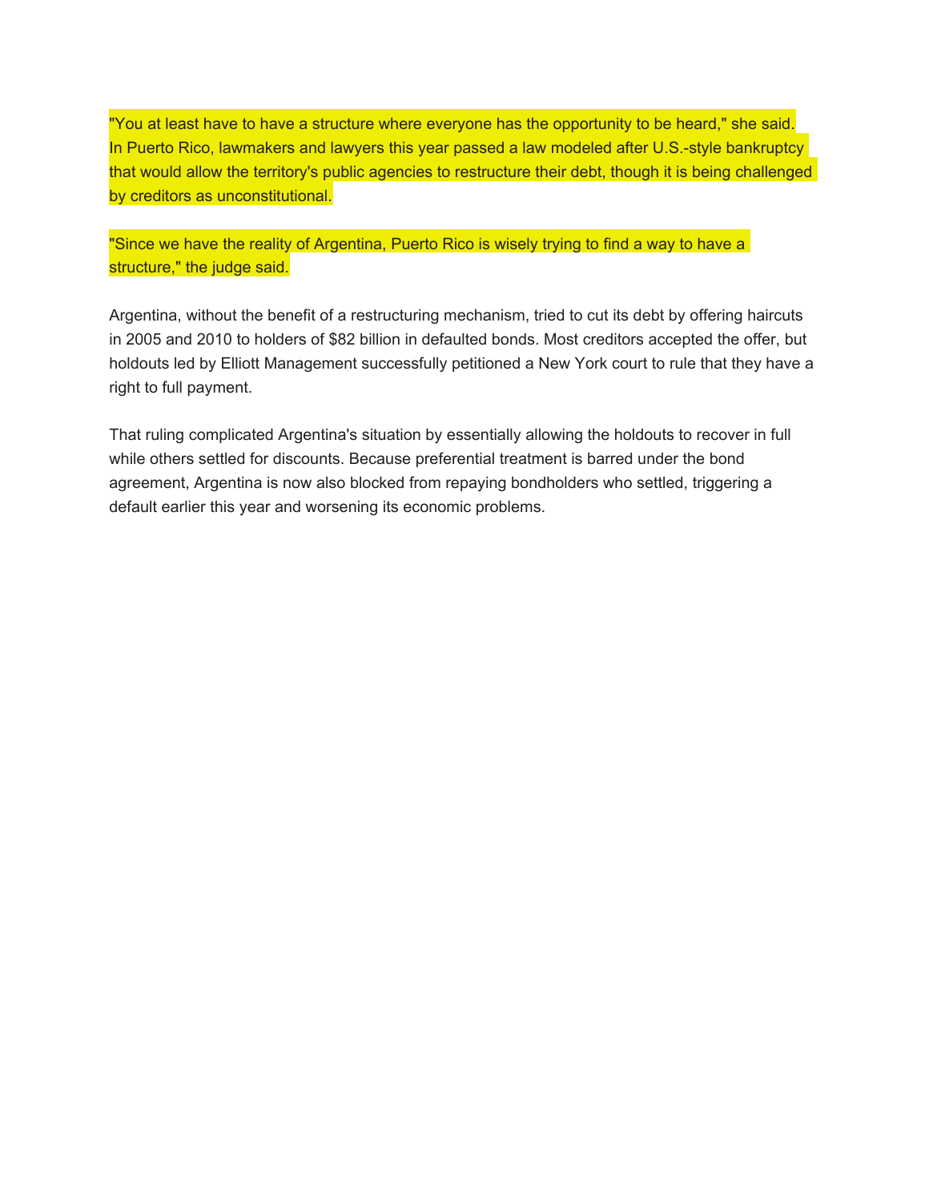"You at least have to have a structure where everyone has the opportunity to be heard," she said. In Puerto Rico, lawmakers and lawyers this year passed a law modeled after U.S.-style bankruptcy that would allow the territory's public agencies to restructure their debt, though it is being challenged by creditors as unconstitutional.

"Since we have the reality of Argentina, Puerto Rico is wisely trying to find a way to have a structure," the judge said.

Argentina, without the benefit of a restructuring mechanism, tried to cut its debt by offering haircuts in 2005 and 2010 to holders of $82 billion in defaulted bonds. Most creditors accepted the offer, but holdouts led by Elliott Management successfully petitioned a New York court to rule that they have a right to full payment.

That ruling complicated Argentina's situation by essentially allowing the holdouts to recover in full while others settled for discounts. Because preferential treatment is barred under the bond agreement, Argentina is now also blocked from repaying bondholders who settled, triggering a default earlier this year and worsening its economic problems.